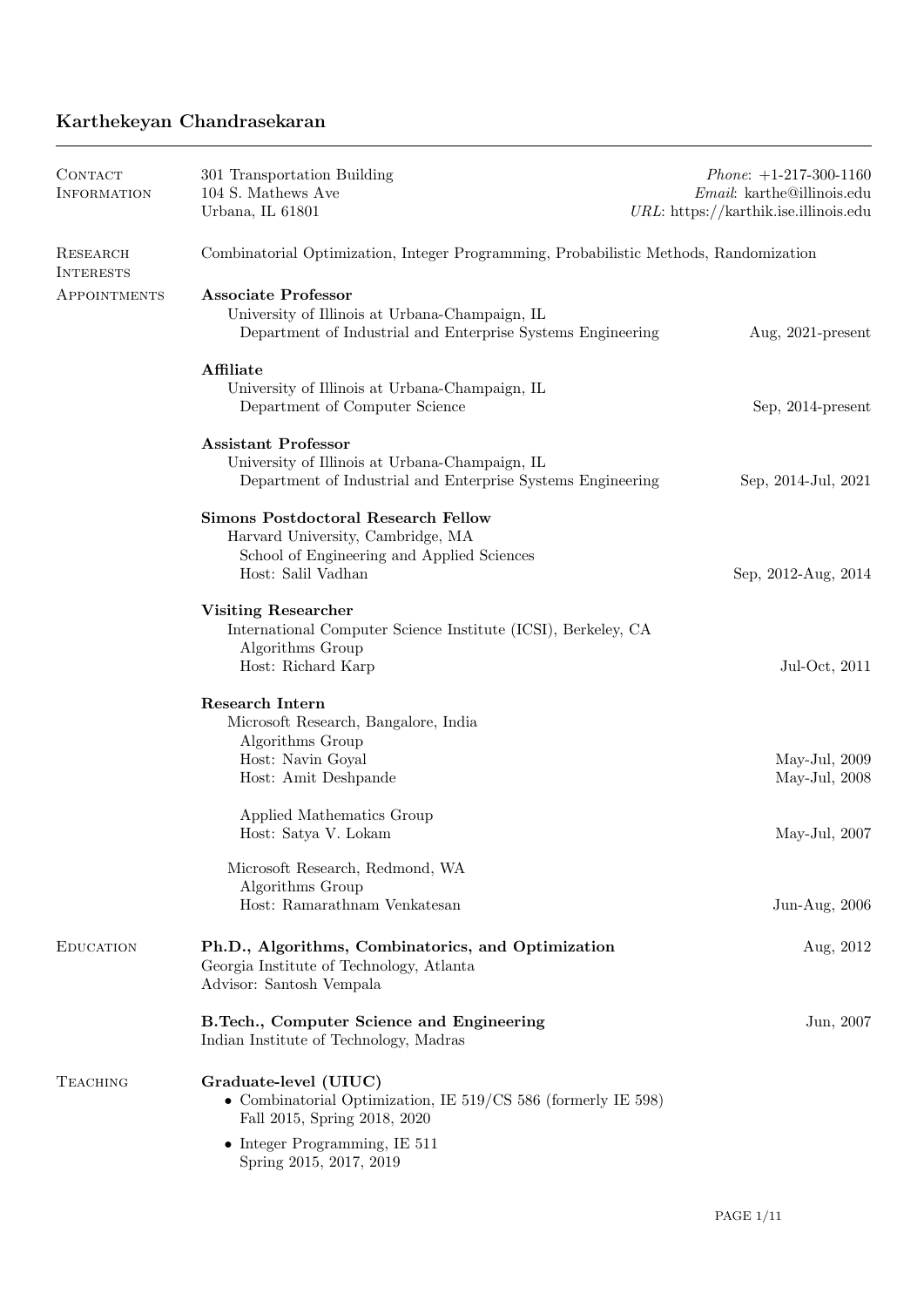# Karthekeyan Chandrasekaran

## Contact Information

301 Transportation Building
104 S. Mathews Ave
Urbana, IL 61801

*Phone*: +1-217-300-1160
*Email*: karthe@illinois.edu
*URL*: https://karthik.ise.illinois.edu

## Research Interests

Combinatorial Optimization, Integer Programming, Probabilistic Methods, Randomization

## Appointments

**Associate Professor**
University of Illinois at Urbana-Champaign, IL
Department of Industrial and Enterprise Systems Engineering — Aug, 2021-present

**Affiliate**
University of Illinois at Urbana-Champaign, IL
Department of Computer Science — Sep, 2014-present

**Assistant Professor**
University of Illinois at Urbana-Champaign, IL
Department of Industrial and Enterprise Systems Engineering — Sep, 2014-Jul, 2021

**Simons Postdoctoral Research Fellow**
Harvard University, Cambridge, MA
School of Engineering and Applied Sciences
Host: Salil Vadhan — Sep, 2012-Aug, 2014

**Visiting Researcher**
International Computer Science Institute (ICSI), Berkeley, CA
Algorithms Group
Host: Richard Karp — Jul-Oct, 2011

**Research Intern**
Microsoft Research, Bangalore, India
Algorithms Group
Host: Navin Goyal — May-Jul, 2009
Host: Amit Deshpande — May-Jul, 2008

Applied Mathematics Group
Host: Satya V. Lokam — May-Jul, 2007

Microsoft Research, Redmond, WA
Algorithms Group
Host: Ramarathnam Venkatesan — Jun-Aug, 2006

## Education

**Ph.D., Algorithms, Combinatorics, and Optimization** — Aug, 2012
Georgia Institute of Technology, Atlanta
Advisor: Santosh Vempala

**B.Tech., Computer Science and Engineering** — Jun, 2007
Indian Institute of Technology, Madras

## Teaching

**Graduate-level (UIUC)**

- Combinatorial Optimization, IE 519/CS 586 (formerly IE 598)
  Fall 2015, Spring 2018, 2020
- Integer Programming, IE 511
  Spring 2015, 2017, 2019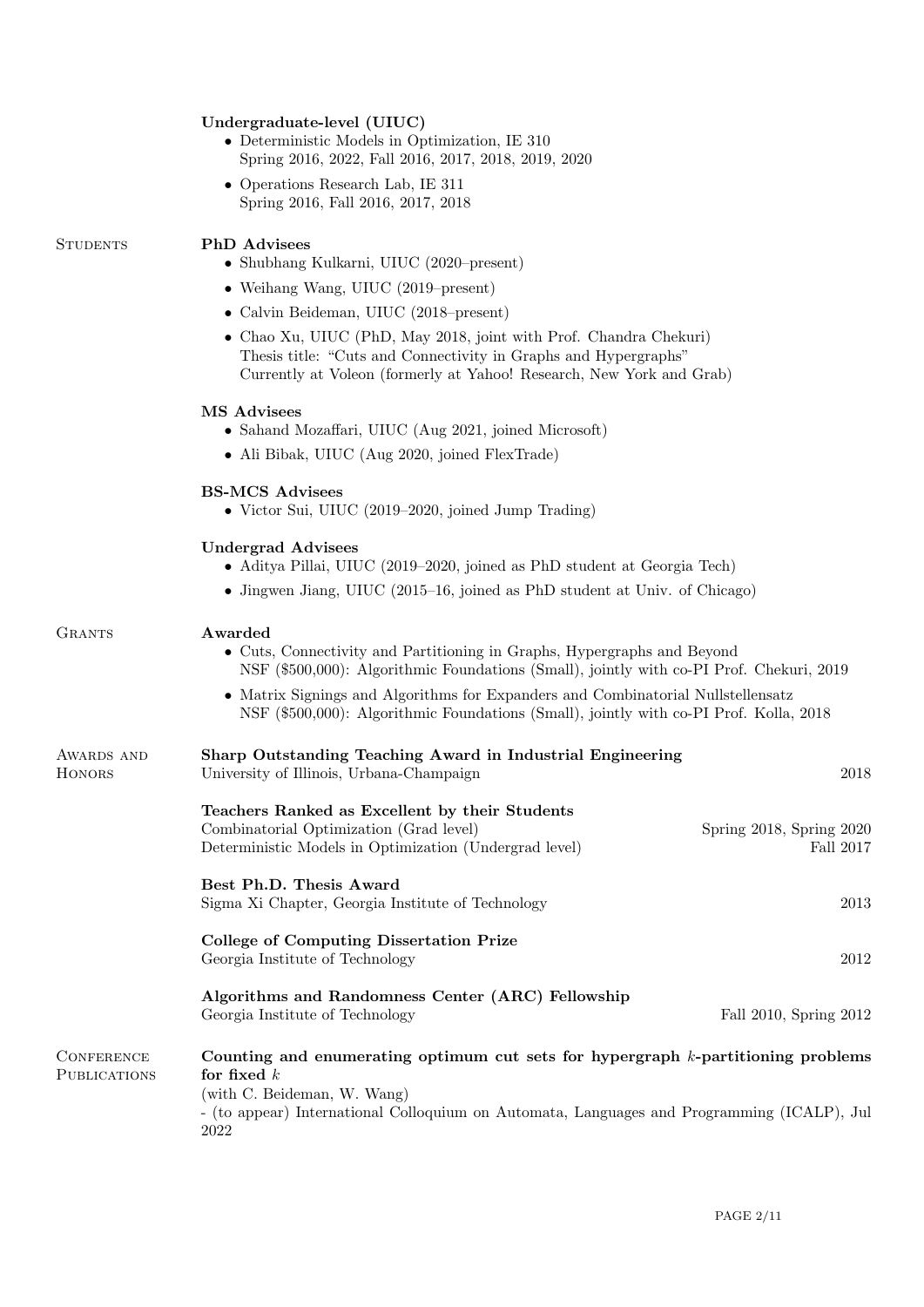**Undergraduate-level (UIUC)**

- Deterministic Models in Optimization, IE 310
  Spring 2016, 2022, Fall 2016, 2017, 2018, 2019, 2020
- Operations Research Lab, IE 311
  Spring 2016, Fall 2016, 2017, 2018

## Students

**PhD Advisees**

- Shubhang Kulkarni, UIUC (2020–present)
- Weihang Wang, UIUC (2019–present)
- Calvin Beideman, UIUC (2018–present)
- Chao Xu, UIUC (PhD, May 2018, joint with Prof. Chandra Chekuri)
  Thesis title: "Cuts and Connectivity in Graphs and Hypergraphs"
  Currently at Voleon (formerly at Yahoo! Research, New York and Grab)

**MS Advisees**

- Sahand Mozaffari, UIUC (Aug 2021, joined Microsoft)
- Ali Bibak, UIUC (Aug 2020, joined FlexTrade)

**BS-MCS Advisees**

- Victor Sui, UIUC (2019–2020, joined Jump Trading)

**Undergrad Advisees**

- Aditya Pillai, UIUC (2019–2020, joined as PhD student at Georgia Tech)
- Jingwen Jiang, UIUC (2015–16, joined as PhD student at Univ. of Chicago)

## Grants

**Awarded**

- Cuts, Connectivity and Partitioning in Graphs, Hypergraphs and Beyond
  NSF ($500,000): Algorithmic Foundations (Small), jointly with co-PI Prof. Chekuri, 2019
- Matrix Signings and Algorithms for Expanders and Combinatorial Nullstellensatz
  NSF ($500,000): Algorithmic Foundations (Small), jointly with co-PI Prof. Kolla, 2018

## Awards and Honors

**Sharp Outstanding Teaching Award in Industrial Engineering**
University of Illinois, Urbana-Champaign — 2018

**Teachers Ranked as Excellent by their Students**
Combinatorial Optimization (Grad level) — Spring 2018, Spring 2020
Deterministic Models in Optimization (Undergrad level) — Fall 2017

**Best Ph.D. Thesis Award**
Sigma Xi Chapter, Georgia Institute of Technology — 2013

**College of Computing Dissertation Prize**
Georgia Institute of Technology — 2012

**Algorithms and Randomness Center (ARC) Fellowship**
Georgia Institute of Technology — Fall 2010, Spring 2012

## Conference Publications

**Counting and enumerating optimum cut sets for hypergraph $k$-partitioning problems for fixed $k$**
(with C. Beideman, W. Wang)
- (to appear) International Colloquium on Automata, Languages and Programming (ICALP), Jul 2022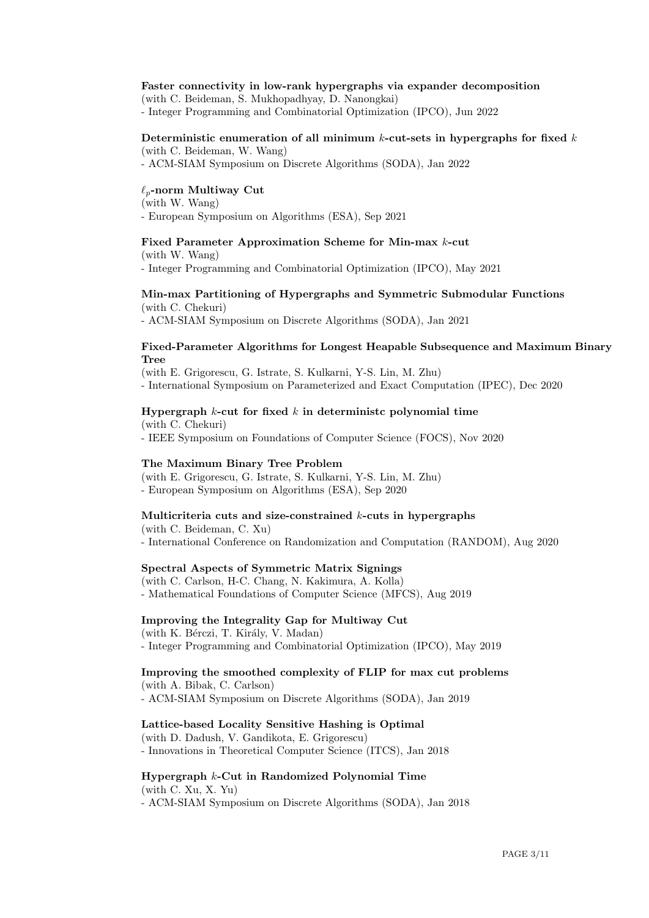**Faster connectivity in low-rank hypergraphs via expander decomposition**
(with C. Beideman, S. Mukhopadhyay, D. Nanongkai)
- Integer Programming and Combinatorial Optimization (IPCO), Jun 2022

**Deterministic enumeration of all minimum $k$-cut-sets in hypergraphs for fixed $k$**
(with C. Beideman, W. Wang)
- ACM-SIAM Symposium on Discrete Algorithms (SODA), Jan 2022

**$\ell_p$-norm Multiway Cut**
(with W. Wang)
- European Symposium on Algorithms (ESA), Sep 2021

**Fixed Parameter Approximation Scheme for Min-max $k$-cut**
(with W. Wang)
- Integer Programming and Combinatorial Optimization (IPCO), May 2021

**Min-max Partitioning of Hypergraphs and Symmetric Submodular Functions**
(with C. Chekuri)
- ACM-SIAM Symposium on Discrete Algorithms (SODA), Jan 2021

**Fixed-Parameter Algorithms for Longest Heapable Subsequence and Maximum Binary Tree**
(with E. Grigorescu, G. Istrate, S. Kulkarni, Y-S. Lin, M. Zhu)
- International Symposium on Parameterized and Exact Computation (IPEC), Dec 2020

**Hypergraph $k$-cut for fixed $k$ in deterministc polynomial time**
(with C. Chekuri)
- IEEE Symposium on Foundations of Computer Science (FOCS), Nov 2020

**The Maximum Binary Tree Problem**
(with E. Grigorescu, G. Istrate, S. Kulkarni, Y-S. Lin, M. Zhu)
- European Symposium on Algorithms (ESA), Sep 2020

**Multicriteria cuts and size-constrained $k$-cuts in hypergraphs**
(with C. Beideman, C. Xu)
- International Conference on Randomization and Computation (RANDOM), Aug 2020

**Spectral Aspects of Symmetric Matrix Signings**
(with C. Carlson, H-C. Chang, N. Kakimura, A. Kolla)
- Mathematical Foundations of Computer Science (MFCS), Aug 2019

**Improving the Integrality Gap for Multiway Cut**
(with K. Bérczi, T. Király, V. Madan)
- Integer Programming and Combinatorial Optimization (IPCO), May 2019

**Improving the smoothed complexity of FLIP for max cut problems**
(with A. Bibak, C. Carlson)
- ACM-SIAM Symposium on Discrete Algorithms (SODA), Jan 2019

**Lattice-based Locality Sensitive Hashing is Optimal**
(with D. Dadush, V. Gandikota, E. Grigorescu)
- Innovations in Theoretical Computer Science (ITCS), Jan 2018

**Hypergraph $k$-Cut in Randomized Polynomial Time**
(with C. Xu, X. Yu)
- ACM-SIAM Symposium on Discrete Algorithms (SODA), Jan 2018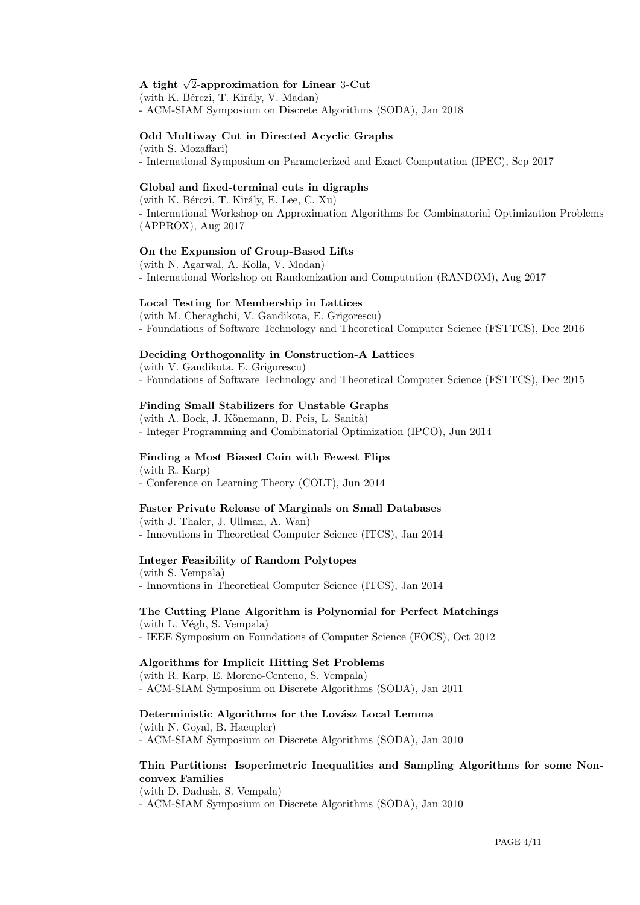**A tight $\sqrt{2}$-approximation for Linear 3-Cut**
(with K. Bérczi, T. Király, V. Madan)
- ACM-SIAM Symposium on Discrete Algorithms (SODA), Jan 2018

**Odd Multiway Cut in Directed Acyclic Graphs**
(with S. Mozaffari)
- International Symposium on Parameterized and Exact Computation (IPEC), Sep 2017

**Global and fixed-terminal cuts in digraphs**
(with K. Bérczi, T. Király, E. Lee, C. Xu)
- International Workshop on Approximation Algorithms for Combinatorial Optimization Problems (APPROX), Aug 2017

**On the Expansion of Group-Based Lifts**
(with N. Agarwal, A. Kolla, V. Madan)
- International Workshop on Randomization and Computation (RANDOM), Aug 2017

**Local Testing for Membership in Lattices**
(with M. Cheraghchi, V. Gandikota, E. Grigorescu)
- Foundations of Software Technology and Theoretical Computer Science (FSTTCS), Dec 2016

**Deciding Orthogonality in Construction-A Lattices**
(with V. Gandikota, E. Grigorescu)
- Foundations of Software Technology and Theoretical Computer Science (FSTTCS), Dec 2015

**Finding Small Stabilizers for Unstable Graphs**
(with A. Bock, J. Könemann, B. Peis, L. Sanità)
- Integer Programming and Combinatorial Optimization (IPCO), Jun 2014

**Finding a Most Biased Coin with Fewest Flips**
(with R. Karp)
- Conference on Learning Theory (COLT), Jun 2014

**Faster Private Release of Marginals on Small Databases**
(with J. Thaler, J. Ullman, A. Wan)
- Innovations in Theoretical Computer Science (ITCS), Jan 2014

**Integer Feasibility of Random Polytopes**
(with S. Vempala)
- Innovations in Theoretical Computer Science (ITCS), Jan 2014

**The Cutting Plane Algorithm is Polynomial for Perfect Matchings**
(with L. Végh, S. Vempala)
- IEEE Symposium on Foundations of Computer Science (FOCS), Oct 2012

**Algorithms for Implicit Hitting Set Problems**
(with R. Karp, E. Moreno-Centeno, S. Vempala)
- ACM-SIAM Symposium on Discrete Algorithms (SODA), Jan 2011

**Deterministic Algorithms for the Lovász Local Lemma**
(with N. Goyal, B. Haeupler)
- ACM-SIAM Symposium on Discrete Algorithms (SODA), Jan 2010

**Thin Partitions: Isoperimetric Inequalities and Sampling Algorithms for some Nonconvex Families**
(with D. Dadush, S. Vempala)
- ACM-SIAM Symposium on Discrete Algorithms (SODA), Jan 2010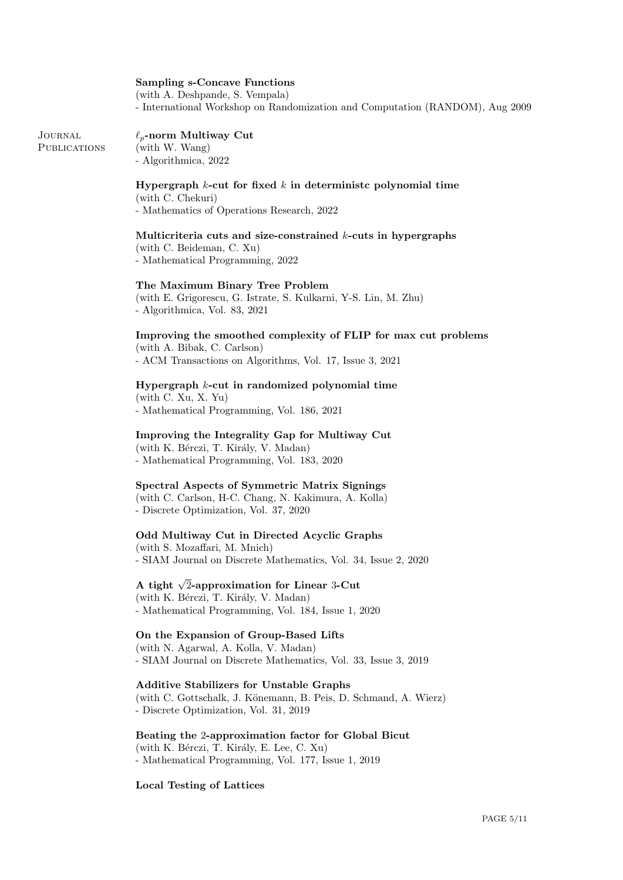**Sampling s-Concave Functions**
(with A. Deshpande, S. Vempala)
- International Workshop on Randomization and Computation (RANDOM), Aug 2009

## Journal Publications

**$\ell_p$-norm Multiway Cut**
(with W. Wang)
- Algorithmica, 2022

**Hypergraph $k$-cut for fixed $k$ in deterministc polynomial time**
(with C. Chekuri)
- Mathematics of Operations Research, 2022

**Multicriteria cuts and size-constrained $k$-cuts in hypergraphs**
(with C. Beideman, C. Xu)
- Mathematical Programming, 2022

**The Maximum Binary Tree Problem**
(with E. Grigorescu, G. Istrate, S. Kulkarni, Y-S. Lin, M. Zhu)
- Algorithmica, Vol. 83, 2021

**Improving the smoothed complexity of FLIP for max cut problems**
(with A. Bibak, C. Carlson)
- ACM Transactions on Algorithms, Vol. 17, Issue 3, 2021

**Hypergraph $k$-cut in randomized polynomial time**
(with C. Xu, X. Yu)
- Mathematical Programming, Vol. 186, 2021

**Improving the Integrality Gap for Multiway Cut**
(with K. Bérczi, T. Király, V. Madan)
- Mathematical Programming, Vol. 183, 2020

**Spectral Aspects of Symmetric Matrix Signings**
(with C. Carlson, H-C. Chang, N. Kakimura, A. Kolla)
- Discrete Optimization, Vol. 37, 2020

**Odd Multiway Cut in Directed Acyclic Graphs**
(with S. Mozaffari, M. Mnich)
- SIAM Journal on Discrete Mathematics, Vol. 34, Issue 2, 2020

**A tight $\sqrt{2}$-approximation for Linear 3-Cut**
(with K. Bérczi, T. Király, V. Madan)
- Mathematical Programming, Vol. 184, Issue 1, 2020

**On the Expansion of Group-Based Lifts**
(with N. Agarwal, A. Kolla, V. Madan)
- SIAM Journal on Discrete Mathematics, Vol. 33, Issue 3, 2019

**Additive Stabilizers for Unstable Graphs**
(with C. Gottschalk, J. Könemann, B. Peis, D. Schmand, A. Wierz)
- Discrete Optimization, Vol. 31, 2019

**Beating the 2-approximation factor for Global Bicut**
(with K. Bérczi, T. Király, E. Lee, C. Xu)
- Mathematical Programming, Vol. 177, Issue 1, 2019

**Local Testing of Lattices**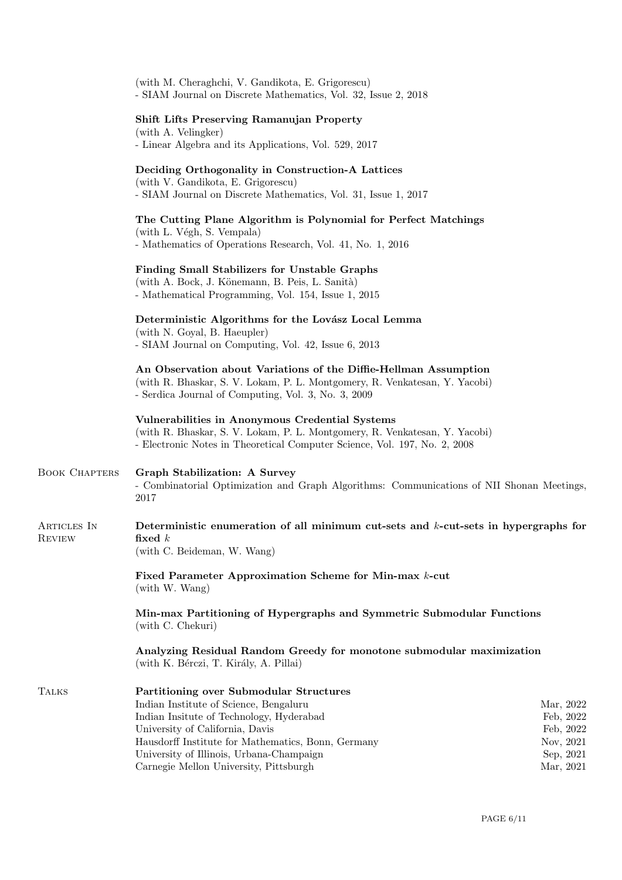(with M. Cheraghchi, V. Gandikota, E. Grigorescu)
- SIAM Journal on Discrete Mathematics, Vol. 32, Issue 2, 2018

**Shift Lifts Preserving Ramanujan Property**
(with A. Velingker)
- Linear Algebra and its Applications, Vol. 529, 2017

**Deciding Orthogonality in Construction-A Lattices**
(with V. Gandikota, E. Grigorescu)
- SIAM Journal on Discrete Mathematics, Vol. 31, Issue 1, 2017

**The Cutting Plane Algorithm is Polynomial for Perfect Matchings**
(with L. Végh, S. Vempala)
- Mathematics of Operations Research, Vol. 41, No. 1, 2016

**Finding Small Stabilizers for Unstable Graphs**
(with A. Bock, J. Könemann, B. Peis, L. Sanità)
- Mathematical Programming, Vol. 154, Issue 1, 2015

**Deterministic Algorithms for the Lovász Local Lemma**
(with N. Goyal, B. Haeupler)
- SIAM Journal on Computing, Vol. 42, Issue 6, 2013

**An Observation about Variations of the Diffie-Hellman Assumption**
(with R. Bhaskar, S. V. Lokam, P. L. Montgomery, R. Venkatesan, Y. Yacobi)
- Serdica Journal of Computing, Vol. 3, No. 3, 2009

**Vulnerabilities in Anonymous Credential Systems**
(with R. Bhaskar, S. V. Lokam, P. L. Montgomery, R. Venkatesan, Y. Yacobi)
- Electronic Notes in Theoretical Computer Science, Vol. 197, No. 2, 2008

## Book Chapters

**Graph Stabilization: A Survey**
- Combinatorial Optimization and Graph Algorithms: Communications of NII Shonan Meetings, 2017

## Articles In Review

**Deterministic enumeration of all minimum cut-sets and $k$-cut-sets in hypergraphs for fixed $k$**
(with C. Beideman, W. Wang)

**Fixed Parameter Approximation Scheme for Min-max $k$-cut**
(with W. Wang)

**Min-max Partitioning of Hypergraphs and Symmetric Submodular Functions**
(with C. Chekuri)

**Analyzing Residual Random Greedy for monotone submodular maximization**
(with K. Bérczi, T. Király, A. Pillai)

## Talks

**Partitioning over Submodular Structures**

| | |
|---|---|
| Indian Institute of Science, Bengaluru | Mar, 2022 |
| Indian Insitute of Technology, Hyderabad | Feb, 2022 |
| University of California, Davis | Feb, 2022 |
| Hausdorff Institute for Mathematics, Bonn, Germany | Nov, 2021 |
| University of Illinois, Urbana-Champaign | Sep, 2021 |
| Carnegie Mellon University, Pittsburgh | Mar, 2021 |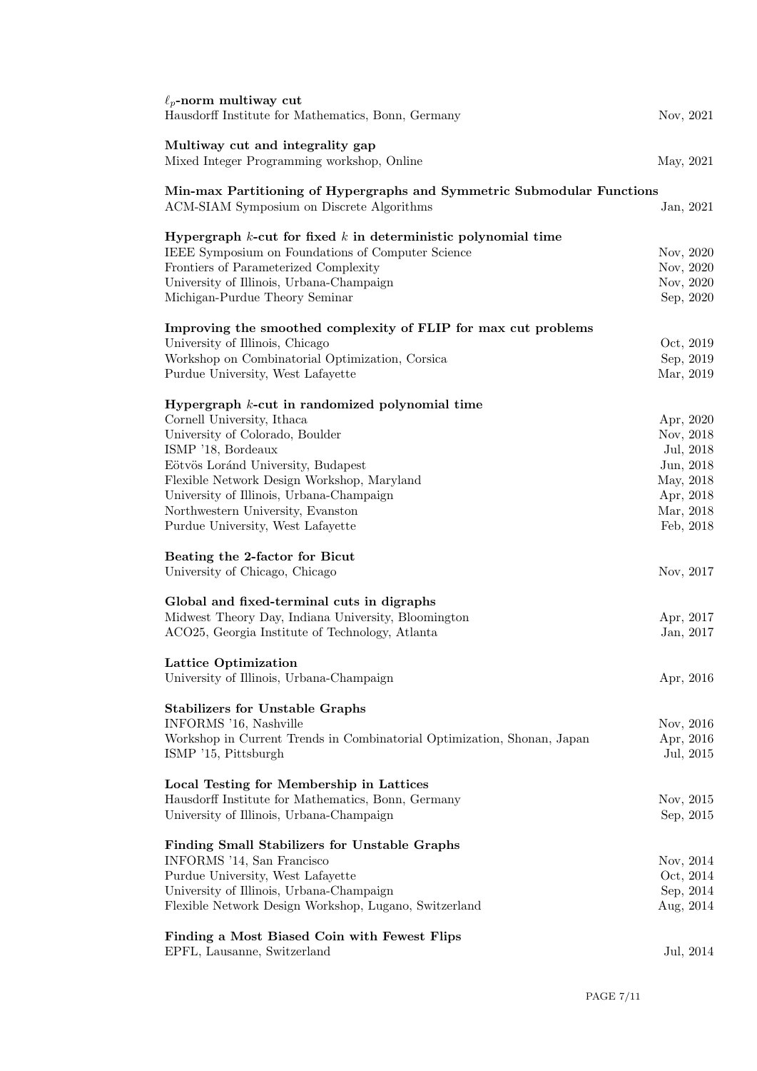**$\ell_p$-norm multiway cut**
Hausdorff Institute for Mathematics, Bonn, Germany — Nov, 2021

**Multiway cut and integrality gap**
Mixed Integer Programming workshop, Online — May, 2021

**Min-max Partitioning of Hypergraphs and Symmetric Submodular Functions**
ACM-SIAM Symposium on Discrete Algorithms — Jan, 2021

**Hypergraph $k$-cut for fixed $k$ in deterministic polynomial time**
IEEE Symposium on Foundations of Computer Science — Nov, 2020
Frontiers of Parameterized Complexity — Nov, 2020
University of Illinois, Urbana-Champaign — Nov, 2020
Michigan-Purdue Theory Seminar — Sep, 2020

**Improving the smoothed complexity of FLIP for max cut problems**
University of Illinois, Chicago — Oct, 2019
Workshop on Combinatorial Optimization, Corsica — Sep, 2019
Purdue University, West Lafayette — Mar, 2019

**Hypergraph $k$-cut in randomized polynomial time**
Cornell University, Ithaca — Apr, 2020
University of Colorado, Boulder — Nov, 2018
ISMP '18, Bordeaux — Jul, 2018
Eötvös Loránd University, Budapest — Jun, 2018
Flexible Network Design Workshop, Maryland — May, 2018
University of Illinois, Urbana-Champaign — Apr, 2018
Northwestern University, Evanston — Mar, 2018
Purdue University, West Lafayette — Feb, 2018

**Beating the 2-factor for Bicut**
University of Chicago, Chicago — Nov, 2017

**Global and fixed-terminal cuts in digraphs**
Midwest Theory Day, Indiana University, Bloomington — Apr, 2017
ACO25, Georgia Institute of Technology, Atlanta — Jan, 2017

**Lattice Optimization**
University of Illinois, Urbana-Champaign — Apr, 2016

**Stabilizers for Unstable Graphs**
INFORMS '16, Nashville — Nov, 2016
Workshop in Current Trends in Combinatorial Optimization, Shonan, Japan — Apr, 2016
ISMP '15, Pittsburgh — Jul, 2015

**Local Testing for Membership in Lattices**
Hausdorff Institute for Mathematics, Bonn, Germany — Nov, 2015
University of Illinois, Urbana-Champaign — Sep, 2015

**Finding Small Stabilizers for Unstable Graphs**
INFORMS '14, San Francisco — Nov, 2014
Purdue University, West Lafayette — Oct, 2014
University of Illinois, Urbana-Champaign — Sep, 2014
Flexible Network Design Workshop, Lugano, Switzerland — Aug, 2014

**Finding a Most Biased Coin with Fewest Flips**
EPFL, Lausanne, Switzerland — Jul, 2014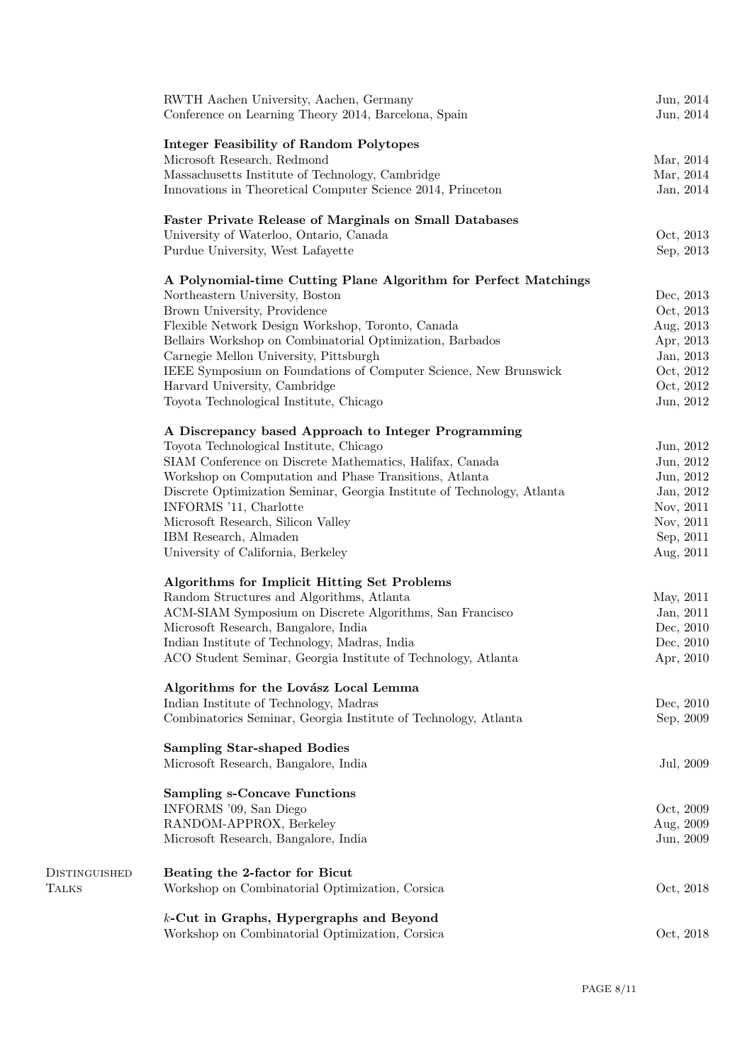RWTH Aachen University, Aachen, Germany — Jun, 2014
Conference on Learning Theory 2014, Barcelona, Spain — Jun, 2014

**Integer Feasibility of Random Polytopes**
Microsoft Research, Redmond — Mar, 2014
Massachusetts Institute of Technology, Cambridge — Mar, 2014
Innovations in Theoretical Computer Science 2014, Princeton — Jan, 2014

**Faster Private Release of Marginals on Small Databases**
University of Waterloo, Ontario, Canada — Oct, 2013
Purdue University, West Lafayette — Sep, 2013

**A Polynomial-time Cutting Plane Algorithm for Perfect Matchings**
Northeastern University, Boston — Dec, 2013
Brown University, Providence — Oct, 2013
Flexible Network Design Workshop, Toronto, Canada — Aug, 2013
Bellairs Workshop on Combinatorial Optimization, Barbados — Apr, 2013
Carnegie Mellon University, Pittsburgh — Jan, 2013
IEEE Symposium on Foundations of Computer Science, New Brunswick — Oct, 2012
Harvard University, Cambridge — Oct, 2012
Toyota Technological Institute, Chicago — Jun, 2012

**A Discrepancy based Approach to Integer Programming**
Toyota Technological Institute, Chicago — Jun, 2012
SIAM Conference on Discrete Mathematics, Halifax, Canada — Jun, 2012
Workshop on Computation and Phase Transitions, Atlanta — Jun, 2012
Discrete Optimization Seminar, Georgia Institute of Technology, Atlanta — Jan, 2012
INFORMS '11, Charlotte — Nov, 2011
Microsoft Research, Silicon Valley — Nov, 2011
IBM Research, Almaden — Sep, 2011
University of California, Berkeley — Aug, 2011

**Algorithms for Implicit Hitting Set Problems**
Random Structures and Algorithms, Atlanta — May, 2011
ACM-SIAM Symposium on Discrete Algorithms, San Francisco — Jan, 2011
Microsoft Research, Bangalore, India — Dec, 2010
Indian Institute of Technology, Madras, India — Dec, 2010
ACO Student Seminar, Georgia Institute of Technology, Atlanta — Apr, 2010

**Algorithms for the Lovász Local Lemma**
Indian Institute of Technology, Madras — Dec, 2010
Combinatorics Seminar, Georgia Institute of Technology, Atlanta — Sep, 2009

**Sampling Star-shaped Bodies**
Microsoft Research, Bangalore, India — Jul, 2009

**Sampling s-Concave Functions**
INFORMS '09, San Diego — Oct, 2009
RANDOM-APPROX, Berkeley — Aug, 2009
Microsoft Research, Bangalore, India — Jun, 2009

## Distinguished Talks

**Beating the 2-factor for Bicut**
Workshop on Combinatorial Optimization, Corsica — Oct, 2018

**$k$-Cut in Graphs, Hypergraphs and Beyond**
Workshop on Combinatorial Optimization, Corsica — Oct, 2018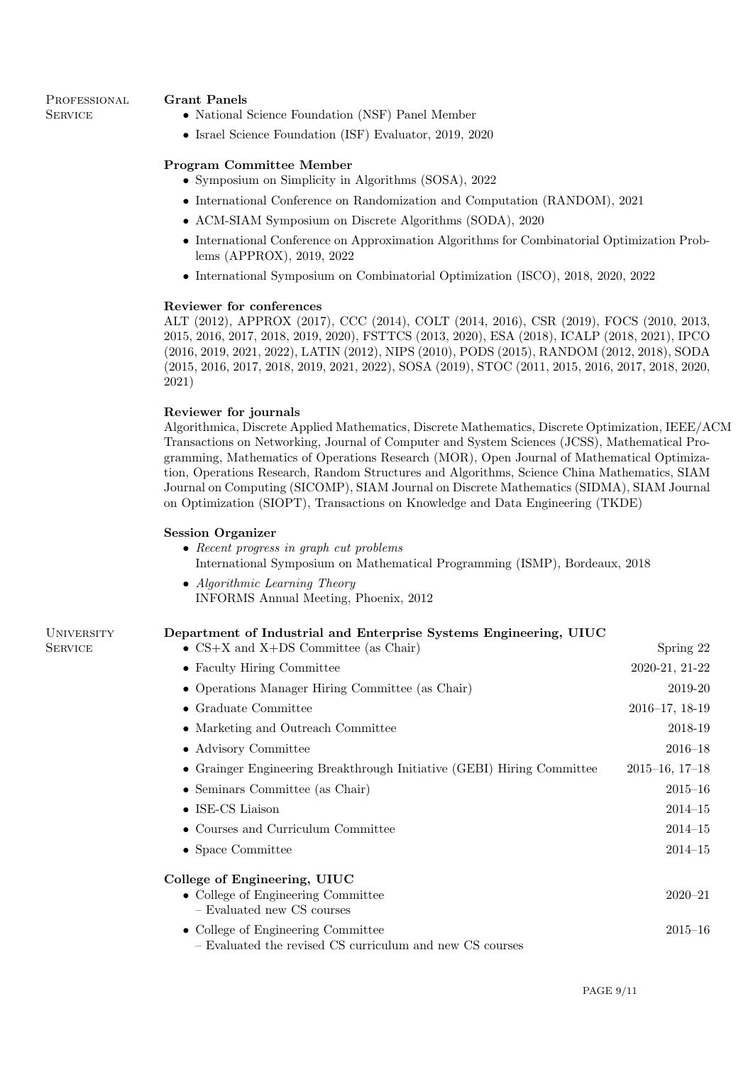## Professional Service

### Grant Panels

- National Science Foundation (NSF) Panel Member
- Israel Science Foundation (ISF) Evaluator, 2019, 2020

### Program Committee Member

- Symposium on Simplicity in Algorithms (SOSA), 2022
- International Conference on Randomization and Computation (RANDOM), 2021
- ACM-SIAM Symposium on Discrete Algorithms (SODA), 2020
- International Conference on Approximation Algorithms for Combinatorial Optimization Problems (APPROX), 2019, 2022
- International Symposium on Combinatorial Optimization (ISCO), 2018, 2020, 2022

### Reviewer for conferences

ALT (2012), APPROX (2017), CCC (2014), COLT (2014, 2016), CSR (2019), FOCS (2010, 2013, 2015, 2016, 2017, 2018, 2019, 2020), FSTTCS (2013, 2020), ESA (2018), ICALP (2018, 2021), IPCO (2016, 2019, 2021, 2022), LATIN (2012), NIPS (2010), PODS (2015), RANDOM (2012, 2018), SODA (2015, 2016, 2017, 2018, 2019, 2021, 2022), SOSA (2019), STOC (2011, 2015, 2016, 2017, 2018, 2020, 2021)

### Reviewer for journals

Algorithmica, Discrete Applied Mathematics, Discrete Mathematics, Discrete Optimization, IEEE/ACM Transactions on Networking, Journal of Computer and System Sciences (JCSS), Mathematical Programming, Mathematics of Operations Research (MOR), Open Journal of Mathematical Optimization, Operations Research, Random Structures and Algorithms, Science China Mathematics, SIAM Journal on Computing (SICOMP), SIAM Journal on Discrete Mathematics (SIDMA), SIAM Journal on Optimization (SIOPT), Transactions on Knowledge and Data Engineering (TKDE)

### Session Organizer

- *Recent progress in graph cut problems*
  International Symposium on Mathematical Programming (ISMP), Bordeaux, 2018
- *Algorithmic Learning Theory*
  INFORMS Annual Meeting, Phoenix, 2012

## University Service

### Department of Industrial and Enterprise Systems Engineering, UIUC

- CS+X and X+DS Committee (as Chair) — Spring 22
- Faculty Hiring Committee — 2020-21, 21-22
- Operations Manager Hiring Committee (as Chair) — 2019-20
- Graduate Committee — 2016–17, 18-19
- Marketing and Outreach Committee — 2018-19
- Advisory Committee — 2016–18
- Grainger Engineering Breakthrough Initiative (GEBI) Hiring Committee — 2015–16, 17–18
- Seminars Committee (as Chair) — 2015–16
- ISE-CS Liaison — 2014–15
- Courses and Curriculum Committee — 2014–15
- Space Committee — 2014–15

### College of Engineering, UIUC

- College of Engineering Committee — 2020–21
  - Evaluated new CS courses
- College of Engineering Committee — 2015–16
  - Evaluated the revised CS curriculum and new CS courses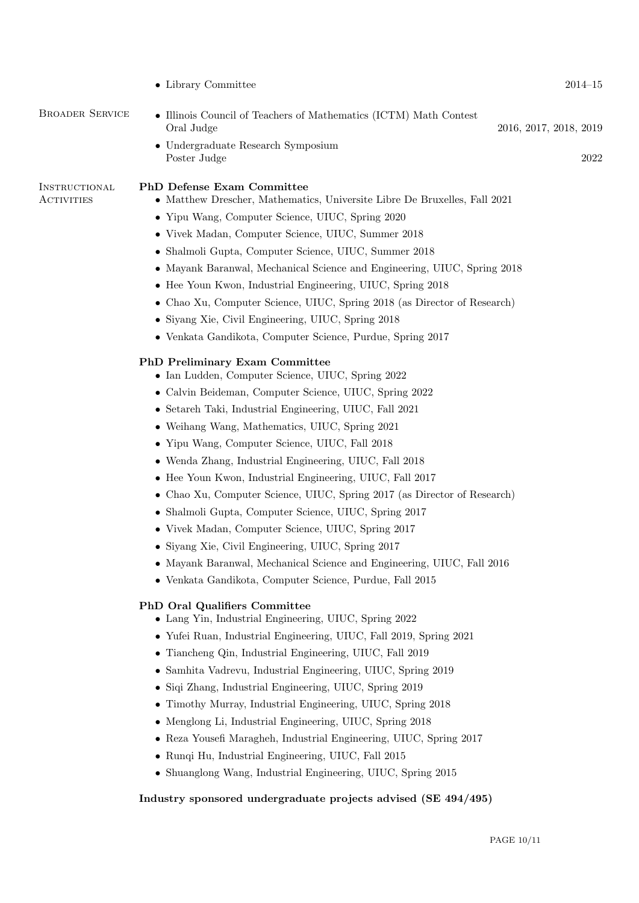- Library Committee 2014–15

## Broader Service

- Illinois Council of Teachers of Mathematics (ICTM) Math Contest
  Oral Judge 2016, 2017, 2018, 2019
- Undergraduate Research Symposium
  Poster Judge 2022

## Instructional Activities

**PhD Defense Exam Committee**

- Matthew Drescher, Mathematics, Universite Libre De Bruxelles, Fall 2021
- Yipu Wang, Computer Science, UIUC, Spring 2020
- Vivek Madan, Computer Science, UIUC, Summer 2018
- Shalmoli Gupta, Computer Science, UIUC, Summer 2018
- Mayank Baranwal, Mechanical Science and Engineering, UIUC, Spring 2018
- Hee Youn Kwon, Industrial Engineering, UIUC, Spring 2018
- Chao Xu, Computer Science, UIUC, Spring 2018 (as Director of Research)
- Siyang Xie, Civil Engineering, UIUC, Spring 2018
- Venkata Gandikota, Computer Science, Purdue, Spring 2017

**PhD Preliminary Exam Committee**

- Ian Ludden, Computer Science, UIUC, Spring 2022
- Calvin Beideman, Computer Science, UIUC, Spring 2022
- Setareh Taki, Industrial Engineering, UIUC, Fall 2021
- Weihang Wang, Mathematics, UIUC, Spring 2021
- Yipu Wang, Computer Science, UIUC, Fall 2018
- Wenda Zhang, Industrial Engineering, UIUC, Fall 2018
- Hee Youn Kwon, Industrial Engineering, UIUC, Fall 2017
- Chao Xu, Computer Science, UIUC, Spring 2017 (as Director of Research)
- Shalmoli Gupta, Computer Science, UIUC, Spring 2017
- Vivek Madan, Computer Science, UIUC, Spring 2017
- Siyang Xie, Civil Engineering, UIUC, Spring 2017
- Mayank Baranwal, Mechanical Science and Engineering, UIUC, Fall 2016
- Venkata Gandikota, Computer Science, Purdue, Fall 2015

**PhD Oral Qualifiers Committee**

- Lang Yin, Industrial Engineering, UIUC, Spring 2022
- Yufei Ruan, Industrial Engineering, UIUC, Fall 2019, Spring 2021
- Tiancheng Qin, Industrial Engineering, UIUC, Fall 2019
- Samhita Vadrevu, Industrial Engineering, UIUC, Spring 2019
- Siqi Zhang, Industrial Engineering, UIUC, Spring 2019
- Timothy Murray, Industrial Engineering, UIUC, Spring 2018
- Menglong Li, Industrial Engineering, UIUC, Spring 2018
- Reza Yousefi Maragheh, Industrial Engineering, UIUC, Spring 2017
- Runqi Hu, Industrial Engineering, UIUC, Fall 2015
- Shuanglong Wang, Industrial Engineering, UIUC, Spring 2015

**Industry sponsored undergraduate projects advised (SE 494/495)**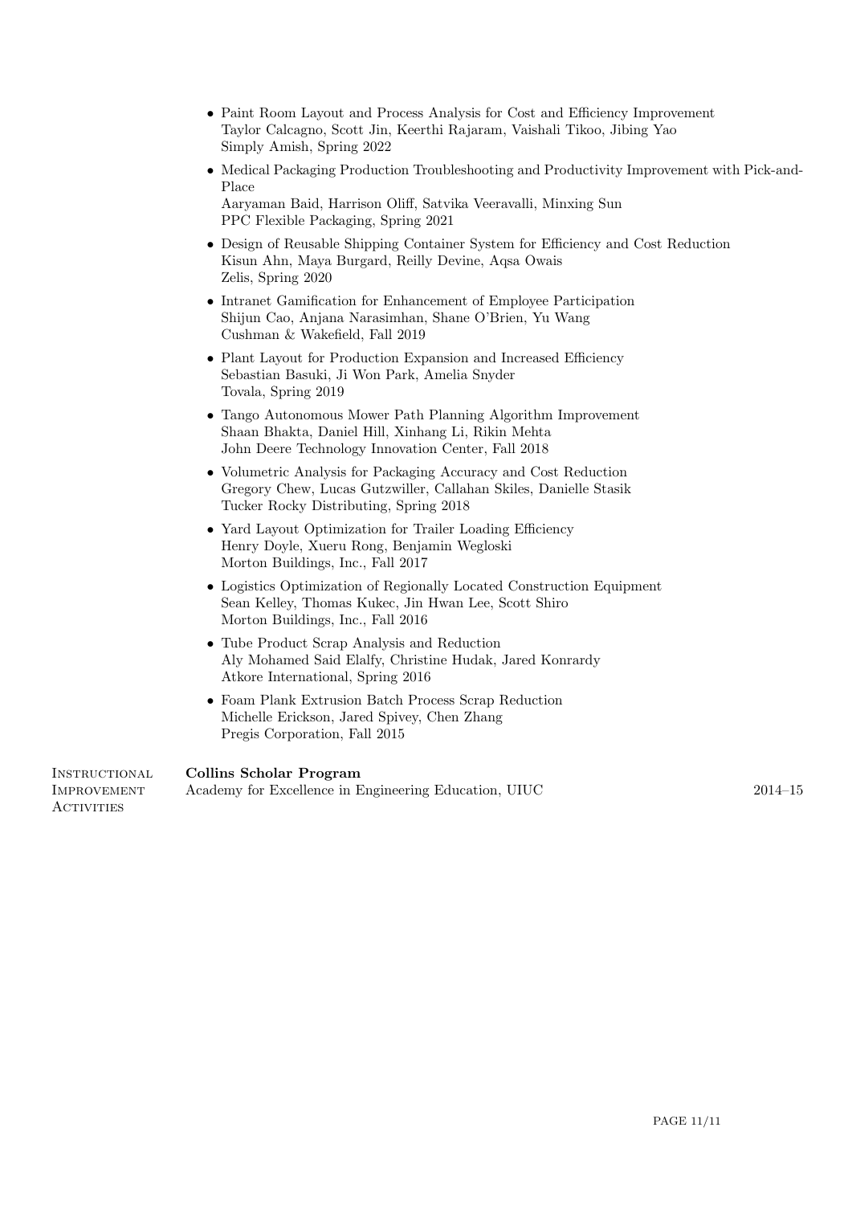- Paint Room Layout and Process Analysis for Cost and Efficiency Improvement
  Taylor Calcagno, Scott Jin, Keerthi Rajaram, Vaishali Tikoo, Jibing Yao
  Simply Amish, Spring 2022
- Medical Packaging Production Troubleshooting and Productivity Improvement with Pick-and-Place
  Aaryaman Baid, Harrison Oliff, Satvika Veeravalli, Minxing Sun
  PPC Flexible Packaging, Spring 2021
- Design of Reusable Shipping Container System for Efficiency and Cost Reduction
  Kisun Ahn, Maya Burgard, Reilly Devine, Aqsa Owais
  Zelis, Spring 2020
- Intranet Gamification for Enhancement of Employee Participation
  Shijun Cao, Anjana Narasimhan, Shane O'Brien, Yu Wang
  Cushman & Wakefield, Fall 2019
- Plant Layout for Production Expansion and Increased Efficiency
  Sebastian Basuki, Ji Won Park, Amelia Snyder
  Tovala, Spring 2019
- Tango Autonomous Mower Path Planning Algorithm Improvement
  Shaan Bhakta, Daniel Hill, Xinhang Li, Rikin Mehta
  John Deere Technology Innovation Center, Fall 2018
- Volumetric Analysis for Packaging Accuracy and Cost Reduction
  Gregory Chew, Lucas Gutzwiller, Callahan Skiles, Danielle Stasik
  Tucker Rocky Distributing, Spring 2018
- Yard Layout Optimization for Trailer Loading Efficiency
  Henry Doyle, Xueru Rong, Benjamin Wegloski
  Morton Buildings, Inc., Fall 2017
- Logistics Optimization of Regionally Located Construction Equipment
  Sean Kelley, Thomas Kukec, Jin Hwan Lee, Scott Shiro
  Morton Buildings, Inc., Fall 2016
- Tube Product Scrap Analysis and Reduction
  Aly Mohamed Said Elalfy, Christine Hudak, Jared Konrardy
  Atkore International, Spring 2016
- Foam Plank Extrusion Batch Process Scrap Reduction
  Michelle Erickson, Jared Spivey, Chen Zhang
  Pregis Corporation, Fall 2015

## Instructional Improvement Activities

**Collins Scholar Program**
Academy for Excellence in Engineering Education, UIUC — 2014–15